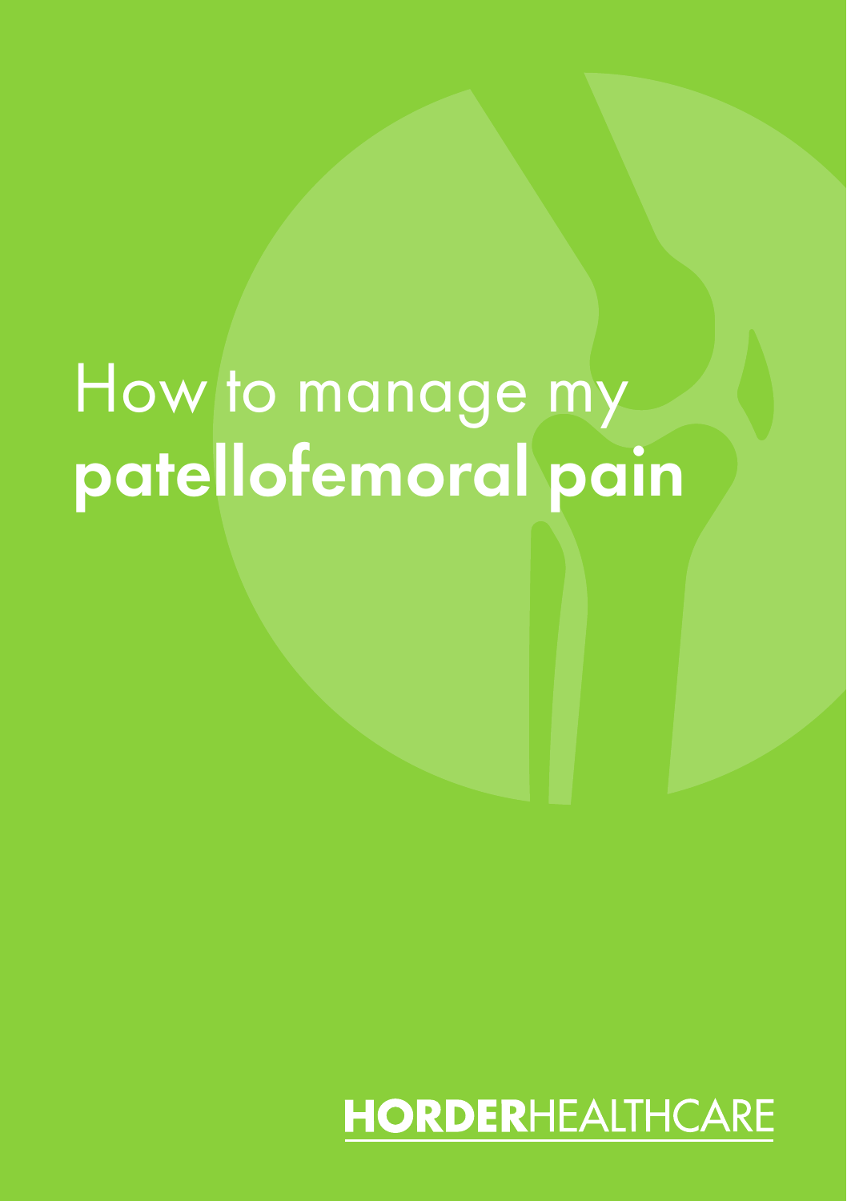# How to manage my **patellofemoral pain**

HORDERHEALTHCARE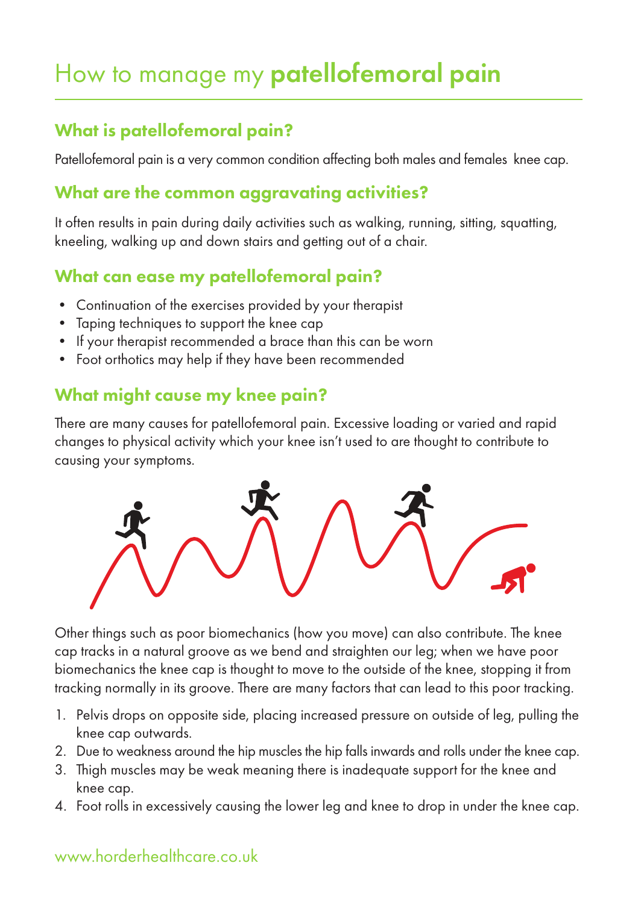# How to manage my **patellofemoral pain**

## What is patellofemoral pain?

Patellofemoral pain is a very common condition affecting both males and females  knee cap.

## What are the common aggravating activities?

It often results in pain during daily activities such as walking, running, sitting, squatting, kneeling, walking up and down stairs and getting out of a chair.

## What can ease my patellofemoral pain?

- Continuation of the exercises provided by your therapist
- Taping techniques to support the knee cap
- If your therapist recommended a brace than this can be worn
- Foot orthotics may help if they have been recommended

## What might cause my knee pain?

There are many causes for patellofemoral pain. Excessive loading or varied and rapid changes to physical activity which your knee isn't used to are thought to contribute to causing your symptoms.

Other things such as poor biomechanics (how you move) can also contribute. The knee cap tracks in a natural groove as we bend and straighten our leg; when we have poor biomechanics the knee cap is thought to move to the outside of the knee, stopping it from tracking normally in its groove. There are many factors that can lead to this poor tracking.

1. Pelvis drops on opposite side, placing increased pressure on outside of leg, pulling the knee cap outwards.
2. Due to weakness around the hip muscles the hip falls inwards and rolls under the knee cap.
3. Thigh muscles may be weak meaning there is inadequate support for the knee and knee cap.
4. Foot rolls in excessively causing the lower leg and knee to drop in under the knee cap.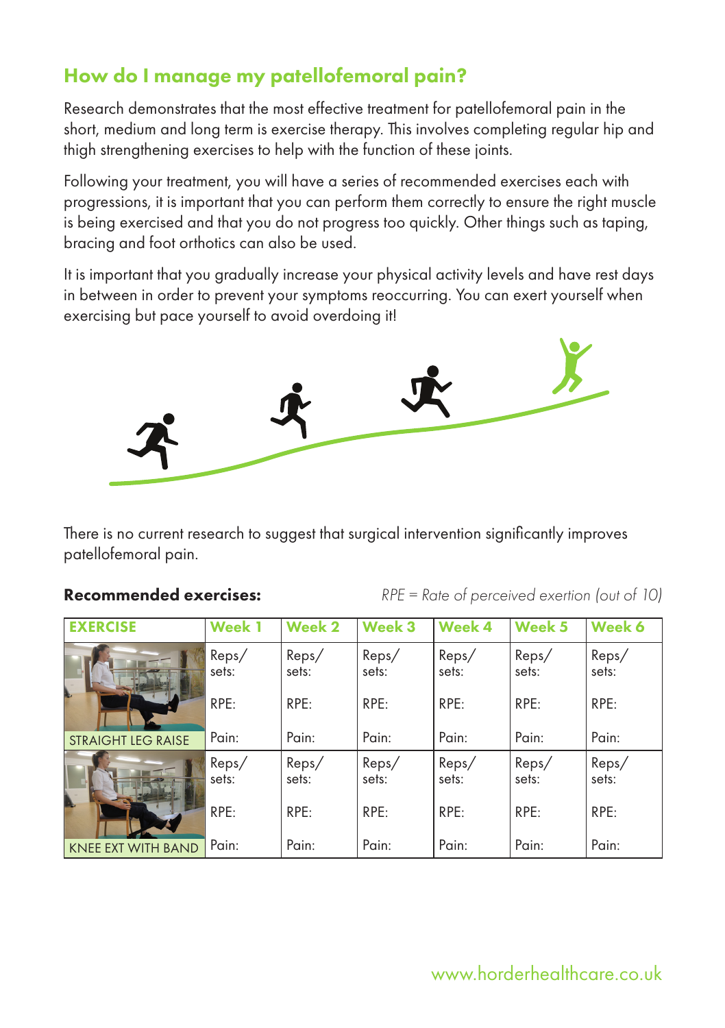## How do I manage my patellofemoral pain?

Research demonstrates that the most effective treatment for patellofemoral pain in the short, medium and long term is exercise therapy. This involves completing regular hip and thigh strengthening exercises to help with the function of these joints.

Following your treatment, you will have a series of recommended exercises each with progressions, it is important that you can perform them correctly to ensure the right muscle is being exercised and that you do not progress too quickly. Other things such as taping, bracing and foot orthotics can also be used.

It is important that you gradually increase your physical activity levels and have rest days in between in order to prevent your symptoms reoccurring. You can exert yourself when exercising but pace yourself to avoid overdoing it!

There is no current research to suggest that surgical intervention significantly improves patellofemoral pain.

**Recommended exercises:**

*RPE = Rate of perceived exertion (out of 10)*

| EXERCISE | Week 1 | Week 2 | Week 3 | Week 4 | Week 5 | Week 6 |
|---|---|---|---|---|---|---|
| STRAIGHT LEG RAISE | Reps/ sets:<br>RPE:<br>Pain: | Reps/ sets:<br>RPE:<br>Pain: | Reps/ sets:<br>RPE:<br>Pain: | Reps/ sets:<br>RPE:<br>Pain: | Reps/ sets:<br>RPE:<br>Pain: | Reps/ sets:<br>RPE:<br>Pain: |
| KNEE EXT WITH BAND | Reps/ sets:<br>RPE:<br>Pain: | Reps/ sets:<br>RPE:<br>Pain: | Reps/ sets:<br>RPE:<br>Pain: | Reps/ sets:<br>RPE:<br>Pain: | Reps/ sets:<br>RPE:<br>Pain: | Reps/ sets:<br>RPE:<br>Pain: |

www.horderhealthcare.co.uk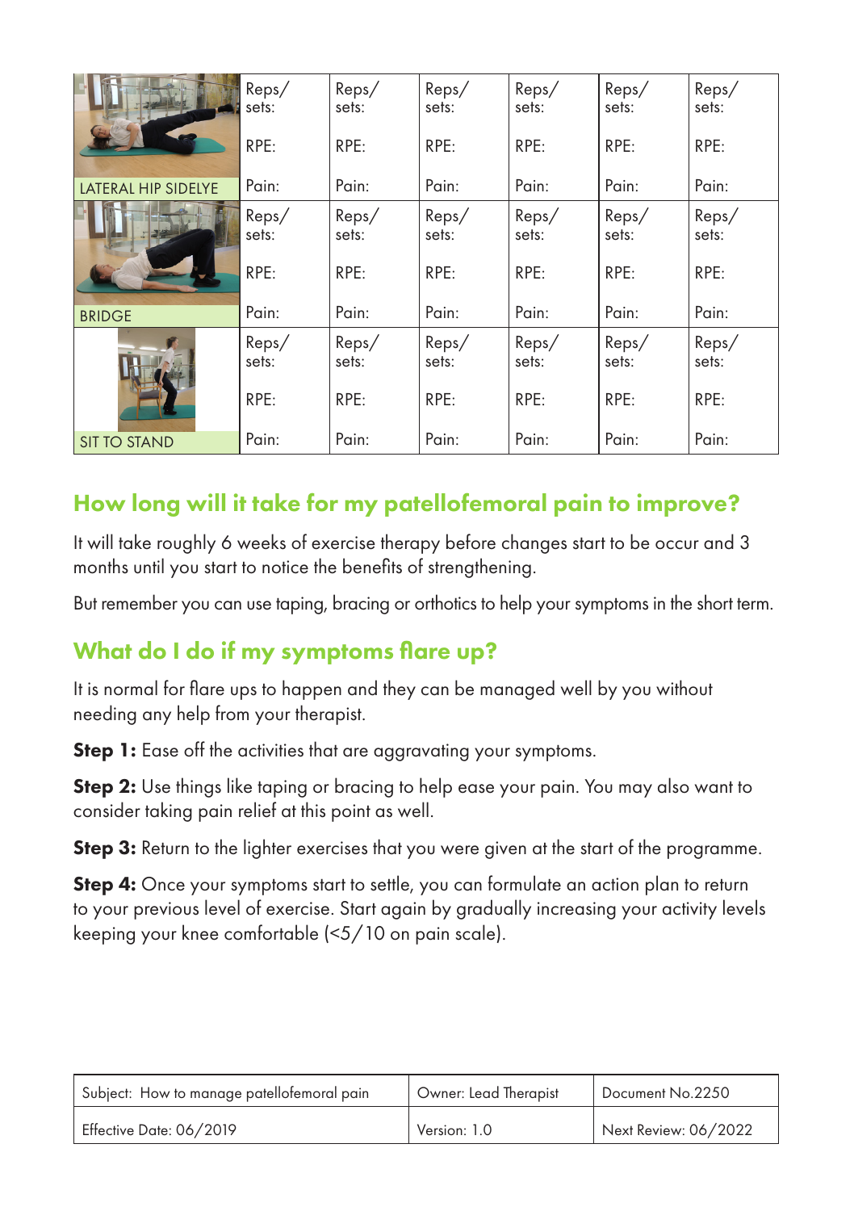| | | | | | | |
|---|---|---|---|---|---|---|
| LATERAL HIP SIDELYE | Reps/ sets: RPE: Pain: | Reps/ sets: RPE: Pain: | Reps/ sets: RPE: Pain: | Reps/ sets: RPE: Pain: | Reps/ sets: RPE: Pain: | Reps/ sets: RPE: Pain: |
| BRIDGE | Reps/ sets: RPE: Pain: | Reps/ sets: RPE: Pain: | Reps/ sets: RPE: Pain: | Reps/ sets: RPE: Pain: | Reps/ sets: RPE: Pain: | Reps/ sets: RPE: Pain: |
| SIT TO STAND | Reps/ sets: RPE: Pain: | Reps/ sets: RPE: Pain: | Reps/ sets: RPE: Pain: | Reps/ sets: RPE: Pain: | Reps/ sets: RPE: Pain: | Reps/ sets: RPE: Pain: |

## How long will it take for my patellofemoral pain to improve?

It will take roughly 6 weeks of exercise therapy before changes start to be occur and 3 months until you start to notice the benefits of strengthening.

But remember you can use taping, bracing or orthotics to help your symptoms in the short term.

## What do I do if my symptoms flare up?

It is normal for flare ups to happen and they can be managed well by you without needing any help from your therapist.

**Step 1:** Ease off the activities that are aggravating your symptoms.

**Step 2:** Use things like taping or bracing to help ease your pain. You may also want to consider taking pain relief at this point as well.

**Step 3:** Return to the lighter exercises that you were given at the start of the programme.

**Step 4:** Once your symptoms start to settle, you can formulate an action plan to return to your previous level of exercise. Start again by gradually increasing your activity levels keeping your knee comfortable (<5/10 on pain scale).

| | | |
|---|---|---|
| Subject: How to manage patellofemoral pain | Owner: Lead Therapist | Document No.2250 |
| Effective Date: 06/2019 | Version: 1.0 | Next Review: 06/2022 |